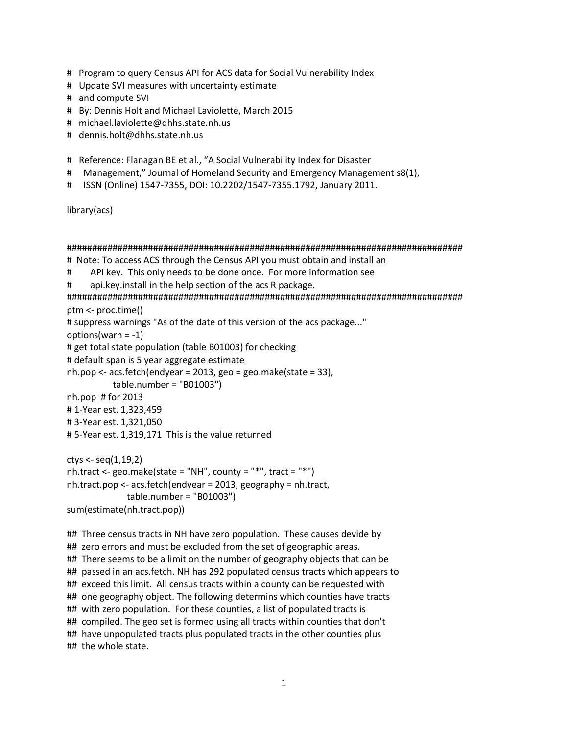```r
# Program to query Census API for ACS data for Social Vulnerability Index
# Update SVI measures with uncertainty estimate
# and compute SVI
# By: Dennis Holt and Michael Laviolette, March 2015
# michael.laviolette@dhhs.state.nh.us
# dennis.holt@dhhs.state.nh.us

# Reference: Flanagan BE et al., "A Social Vulnerability Index for Disaster
#   Management," Journal of Homeland Security and Emergency Management s8(1),
#   ISSN (Online) 1547-7355, DOI: 10.2202/1547-7355.1792, January 2011.

library(acs)


####################################################################################
# Note: To access ACS through the Census API you must obtain and install an
#     API key.  This only needs to be done once.  For more information see
#     api.key.install in the help section of the acs R package.
####################################################################################
ptm <- proc.time()
# suppress warnings "As of the date of this version of the acs package..."
options(warn = -1)
# get total state population (table B01003) for checking
# default span is 5 year aggregate estimate
nh.pop <- acs.fetch(endyear = 2013, geo = geo.make(state = 33),
            table.number = "B01003")
nh.pop  # for 2013
# 1-Year est. 1,323,459
# 3-Year est. 1,321,050
# 5-Year est. 1,319,171  This is the value returned

ctys <- seq(1,19,2)
nh.tract <- geo.make(state = "NH", county = "*", tract = "*")
nh.tract.pop <- acs.fetch(endyear = 2013, geography = nh.tract,
                table.number = "B01003")
sum(estimate(nh.tract.pop))

##  Three census tracts in NH have zero population.  These causes devide by
##  zero errors and must be excluded from the set of geographic areas.
##  There seems to be a limit on the number of geography objects that can be
##  passed in an acs.fetch. NH has 292 populated census tracts which appears to
##  exceed this limit.  All census tracts within a county can be requested with
##  one geography object. The following determins which counties have tracts
##  with zero population.  For these counties, a list of populated tracts is
##  compiled. The geo set is formed using all tracts within counties that don't
##  have unpopulated tracts plus populated tracts in the other counties plus
##  the whole state.
```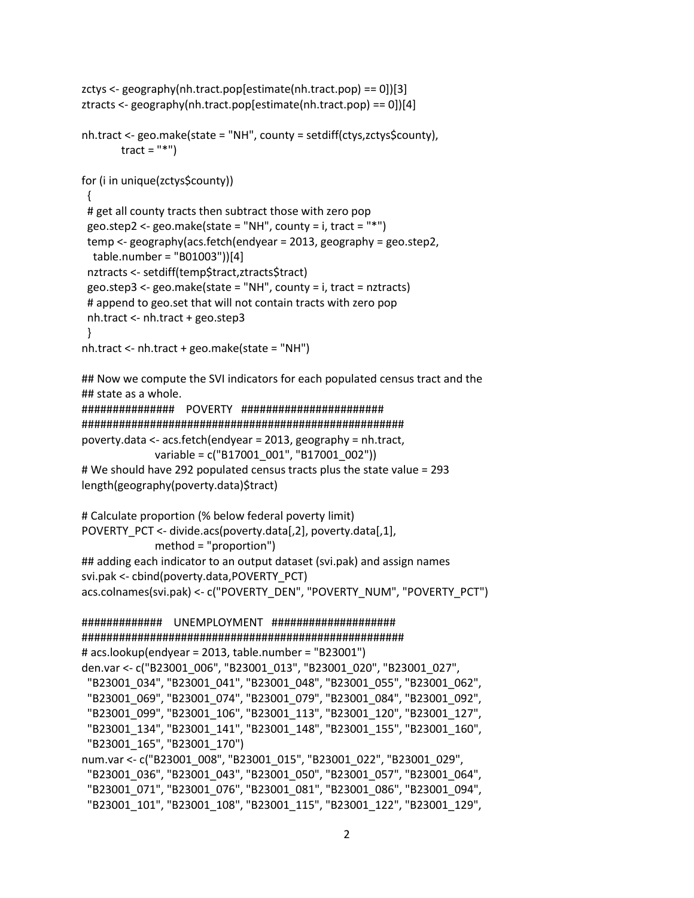```
zctys <- geography(nh.tract.pop[estimate(nh.tract.pop) == 0])[3]
ztracts <- geography(nh.tract.pop[estimate(nh.tract.pop) == 0])[4]

nh.tract <- geo.make(state = "NH", county = setdiff(ctys,zctys$county),
          tract = "*")

for (i in unique(zctys$county))
  {
  # get all county tracts then subtract those with zero pop
  geo.step2 <- geo.make(state = "NH", county = i, tract = "*")
  temp <- geography(acs.fetch(endyear = 2013, geography = geo.step2,
    table.number = "B01003"))[4]
  nztracts <- setdiff(temp$tract,ztracts$tract)
  geo.step3 <- geo.make(state = "NH", county = i, tract = nztracts)
  # append to geo.set that will not contain tracts with zero pop
  nh.tract <- nh.tract + geo.step3
  }
nh.tract <- nh.tract + geo.make(state = "NH")

## Now we compute the SVI indicators for each populated census tract and the
## state as a whole.
###############    POVERTY   #######################
####################################################
poverty.data <- acs.fetch(endyear = 2013, geography = nh.tract,
                variable = c("B17001_001", "B17001_002"))
# We should have 292 populated census tracts plus the state value = 293
length(geography(poverty.data)$tract)

# Calculate proportion (% below federal poverty limit)
POVERTY_PCT <- divide.acs(poverty.data[,2], poverty.data[,1],
                method = "proportion")
## adding each indicator to an output dataset (svi.pak) and assign names
svi.pak <- cbind(poverty.data,POVERTY_PCT)
acs.colnames(svi.pak) <- c("POVERTY_DEN", "POVERTY_NUM", "POVERTY_PCT")

#############    UNEMPLOYMENT   ###################
####################################################
# acs.lookup(endyear = 2013, table.number = "B23001")
den.var <- c("B23001_006", "B23001_013", "B23001_020", "B23001_027",
  "B23001_034", "B23001_041", "B23001_048", "B23001_055", "B23001_062",
  "B23001_069", "B23001_074", "B23001_079", "B23001_084", "B23001_092",
  "B23001_099", "B23001_106", "B23001_113", "B23001_120", "B23001_127",
  "B23001_134", "B23001_141", "B23001_148", "B23001_155", "B23001_160",
  "B23001_165", "B23001_170")
num.var <- c("B23001_008", "B23001_015", "B23001_022", "B23001_029",
  "B23001_036", "B23001_043", "B23001_050", "B23001_057", "B23001_064",
  "B23001_071", "B23001_076", "B23001_081", "B23001_086", "B23001_094",
  "B23001_101", "B23001_108", "B23001_115", "B23001_122", "B23001_129",
```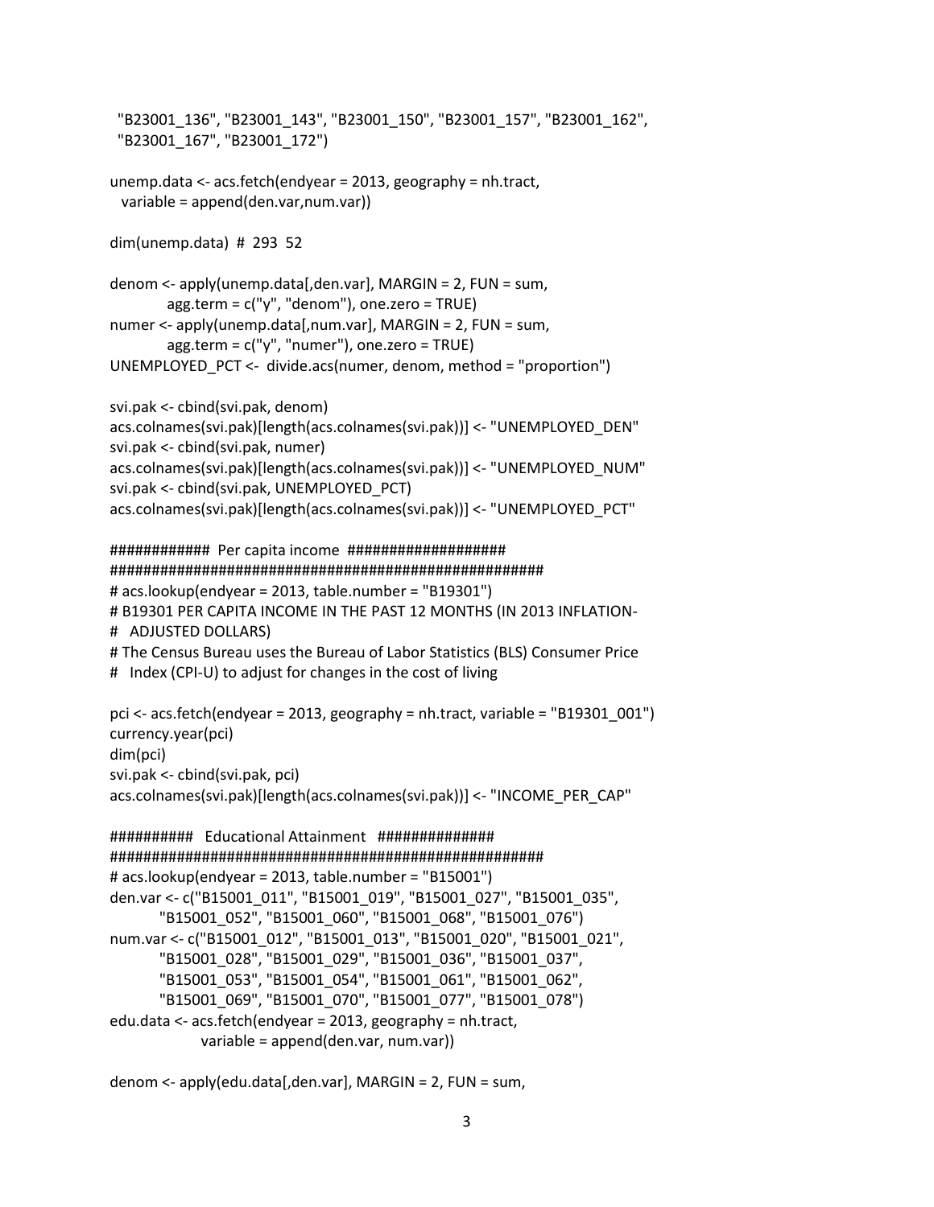```
  "B23001_136", "B23001_143", "B23001_150", "B23001_157", "B23001_162",
  "B23001_167", "B23001_172")

unemp.data <- acs.fetch(endyear = 2013, geography = nh.tract,
  variable = append(den.var,num.var))

dim(unemp.data)  #  293  52

denom <- apply(unemp.data[,den.var], MARGIN = 2, FUN = sum,
          agg.term = c("y", "denom"), one.zero = TRUE)
numer <- apply(unemp.data[,num.var], MARGIN = 2, FUN = sum,
          agg.term = c("y", "numer"), one.zero = TRUE)
UNEMPLOYED_PCT <-  divide.acs(numer, denom, method = "proportion")

svi.pak <- cbind(svi.pak, denom)
acs.colnames(svi.pak)[length(acs.colnames(svi.pak))] <- "UNEMPLOYED_DEN"
svi.pak <- cbind(svi.pak, numer)
acs.colnames(svi.pak)[length(acs.colnames(svi.pak))] <- "UNEMPLOYED_NUM"
svi.pak <- cbind(svi.pak, UNEMPLOYED_PCT)
acs.colnames(svi.pak)[length(acs.colnames(svi.pak))] <- "UNEMPLOYED_PCT"

############  Per capita income  ###################
#####################################################
# acs.lookup(endyear = 2013, table.number = "B19301")
# B19301 PER CAPITA INCOME IN THE PAST 12 MONTHS (IN 2013 INFLATION-
#   ADJUSTED DOLLARS)
# The Census Bureau uses the Bureau of Labor Statistics (BLS) Consumer Price
#   Index (CPI-U) to adjust for changes in the cost of living

pci <- acs.fetch(endyear = 2013, geography = nh.tract, variable = "B19301_001")
currency.year(pci)
dim(pci)
svi.pak <- cbind(svi.pak, pci)
acs.colnames(svi.pak)[length(acs.colnames(svi.pak))] <- "INCOME_PER_CAP"

##########   Educational Attainment   ##############
#####################################################
# acs.lookup(endyear = 2013, table.number = "B15001")
den.var <- c("B15001_011", "B15001_019", "B15001_027", "B15001_035",
         "B15001_052", "B15001_060", "B15001_068", "B15001_076")
num.var <- c("B15001_012", "B15001_013", "B15001_020", "B15001_021",
         "B15001_028", "B15001_029", "B15001_036", "B15001_037",
         "B15001_053", "B15001_054", "B15001_061", "B15001_062",
         "B15001_069", "B15001_070", "B15001_077", "B15001_078")
edu.data <- acs.fetch(endyear = 2013, geography = nh.tract,
                variable = append(den.var, num.var))

denom <- apply(edu.data[,den.var], MARGIN = 2, FUN = sum,
```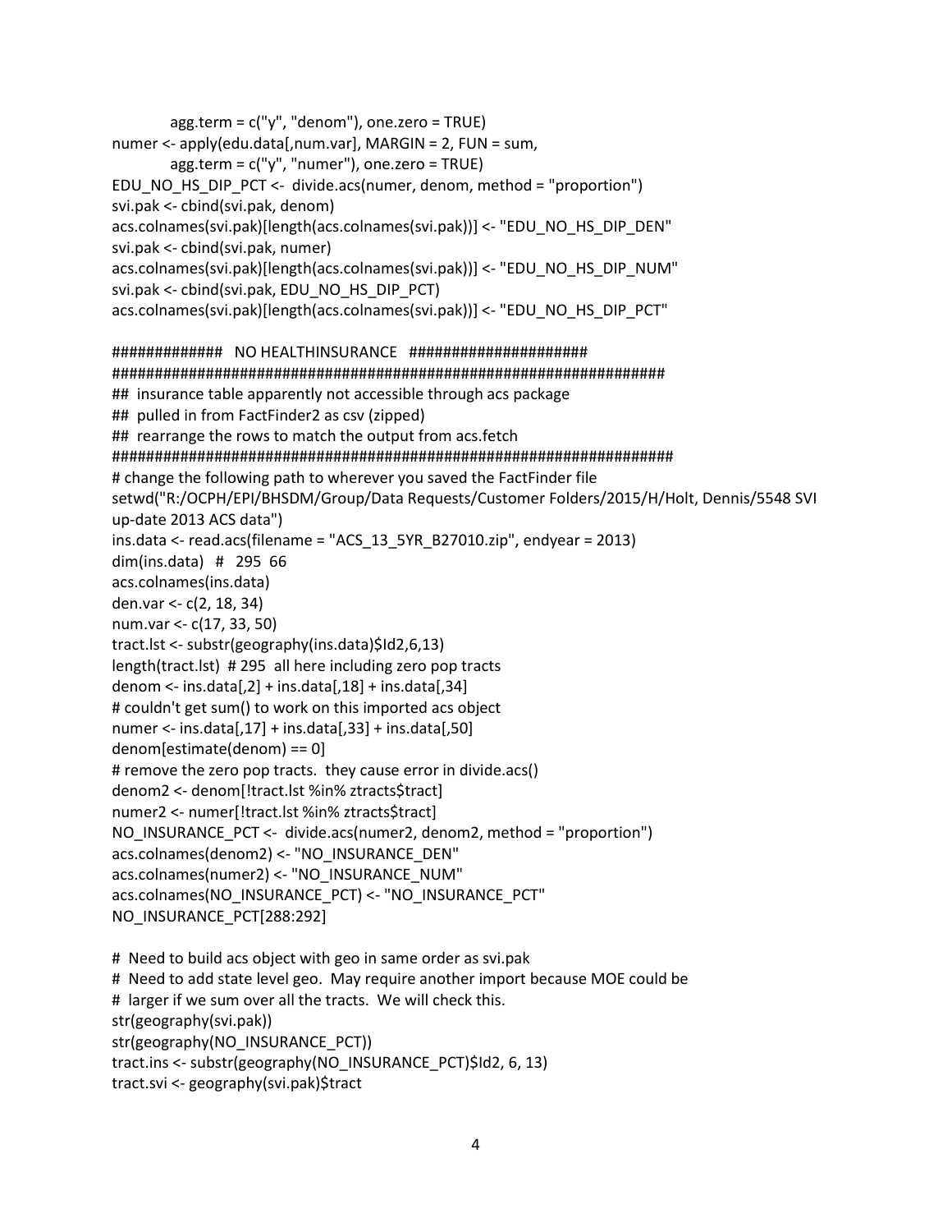```
        agg.term = c("y", "denom"), one.zero = TRUE)
numer <- apply(edu.data[,num.var], MARGIN = 2, FUN = sum,
        agg.term = c("y", "numer"), one.zero = TRUE)
EDU_NO_HS_DIP_PCT <- divide.acs(numer, denom, method = "proportion")
svi.pak <- cbind(svi.pak, denom)
acs.colnames(svi.pak)[length(acs.colnames(svi.pak))] <- "EDU_NO_HS_DIP_DEN"
svi.pak <- cbind(svi.pak, numer)
acs.colnames(svi.pak)[length(acs.colnames(svi.pak))] <- "EDU_NO_HS_DIP_NUM"
svi.pak <- cbind(svi.pak, EDU_NO_HS_DIP_PCT)
acs.colnames(svi.pak)[length(acs.colnames(svi.pak))] <- "EDU_NO_HS_DIP_PCT"

#############   NO HEALTHINSURANCE   ####################
####################################################################
##  insurance table apparently not accessible through acs package
##  pulled in from FactFinder2 as csv (zipped)
##  rearrange the rows to match the output from acs.fetch
####################################################################
# change the following path to wherever you saved the FactFinder file
setwd("R:/OCPH/EPI/BHSDM/Group/Data Requests/Customer Folders/2015/H/Holt, Dennis/5548 SVI up-date 2013 ACS data")
ins.data <- read.acs(filename = "ACS_13_5YR_B27010.zip", endyear = 2013)
dim(ins.data)  #  295  66
acs.colnames(ins.data)
den.var <- c(2, 18, 34)
num.var <- c(17, 33, 50)
tract.lst <- substr(geography(ins.data)$Id2,6,13)
length(tract.lst)  # 295  all here including zero pop tracts
denom <- ins.data[,2] + ins.data[,18] + ins.data[,34]
# couldn't get sum() to work on this imported acs object
numer <- ins.data[,17] + ins.data[,33] + ins.data[,50]
denom[estimate(denom) == 0]
# remove the zero pop tracts.  they cause error in divide.acs()
denom2 <- denom[!tract.lst %in% ztracts$tract]
numer2 <- numer[!tract.lst %in% ztracts$tract]
NO_INSURANCE_PCT <- divide.acs(numer2, denom2, method = "proportion")
acs.colnames(denom2) <- "NO_INSURANCE_DEN"
acs.colnames(numer2) <- "NO_INSURANCE_NUM"
acs.colnames(NO_INSURANCE_PCT) <- "NO_INSURANCE_PCT"
NO_INSURANCE_PCT[288:292]

#  Need to build acs object with geo in same order as svi.pak
#  Need to add state level geo.  May require another import because MOE could be
#  larger if we sum over all the tracts.  We will check this.
str(geography(svi.pak))
str(geography(NO_INSURANCE_PCT))
tract.ins <- substr(geography(NO_INSURANCE_PCT)$Id2, 6, 13)
tract.svi <- geography(svi.pak)$tract
```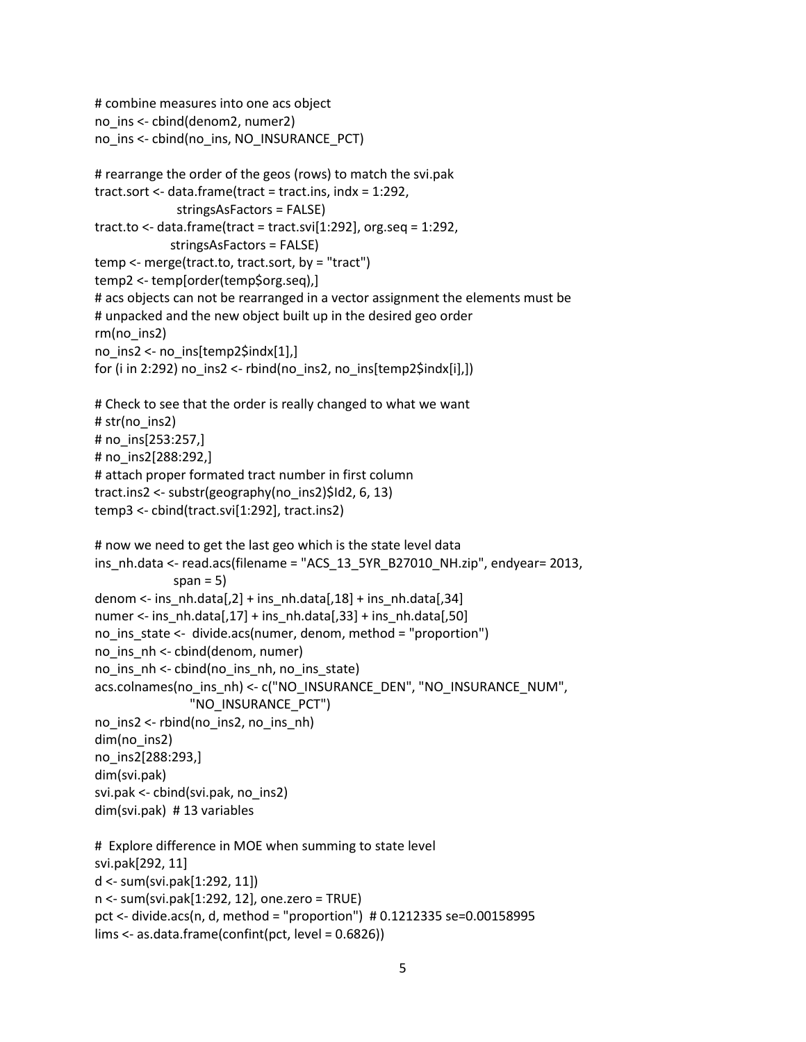```
# combine measures into one acs object
no_ins <- cbind(denom2, numer2)
no_ins <- cbind(no_ins, NO_INSURANCE_PCT)

# rearrange the order of the geos (rows) to match the svi.pak
tract.sort <- data.frame(tract = tract.ins, indx = 1:292,
                   stringsAsFactors = FALSE)
tract.to <- data.frame(tract = tract.svi[1:292], org.seq = 1:292,
                 stringsAsFactors = FALSE)
temp <- merge(tract.to, tract.sort, by = "tract")
temp2 <- temp[order(temp$org.seq),]
# acs objects can not be rearranged in a vector assignment the elements must be
# unpacked and the new object built up in the desired geo order
rm(no_ins2)
no_ins2 <- no_ins[temp2$indx[1],]
for (i in 2:292) no_ins2 <- rbind(no_ins2, no_ins[temp2$indx[i],])

# Check to see that the order is really changed to what we want
# str(no_ins2)
# no_ins[253:257,]
# no_ins2[288:292,]
# attach proper formated tract number in first column
tract.ins2 <- substr(geography(no_ins2)$Id2, 6, 13)
temp3 <- cbind(tract.svi[1:292], tract.ins2)

# now we need to get the last geo which is the state level data
ins_nh.data <- read.acs(filename = "ACS_13_5YR_B27010_NH.zip", endyear= 2013,
                 span = 5)
denom <- ins_nh.data[,2] + ins_nh.data[,18] + ins_nh.data[,34]
numer <- ins_nh.data[,17] + ins_nh.data[,33] + ins_nh.data[,50]
no_ins_state <-  divide.acs(numer, denom, method = "proportion")
no_ins_nh <- cbind(denom, numer)
no_ins_nh <- cbind(no_ins_nh, no_ins_state)
acs.colnames(no_ins_nh) <- c("NO_INSURANCE_DEN", "NO_INSURANCE_NUM",
                      "NO_INSURANCE_PCT")
no_ins2 <- rbind(no_ins2, no_ins_nh)
dim(no_ins2)
no_ins2[288:293,]
dim(svi.pak)
svi.pak <- cbind(svi.pak, no_ins2)
dim(svi.pak)  # 13 variables

#  Explore difference in MOE when summing to state level
svi.pak[292, 11]
d <- sum(svi.pak[1:292, 11])
n <- sum(svi.pak[1:292, 12], one.zero = TRUE)
pct <- divide.acs(n, d, method = "proportion")  # 0.1212335 se=0.00158995
lims <- as.data.frame(confint(pct, level = 0.6826))
```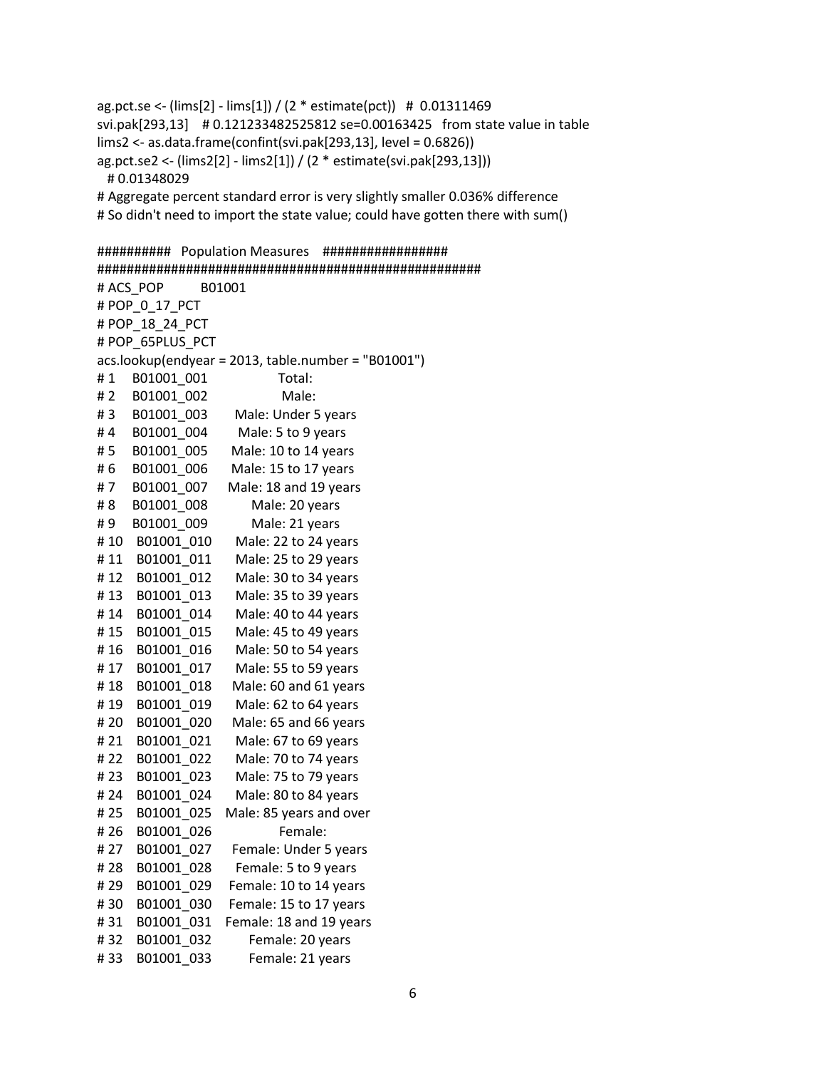```
ag.pct.se <- (lims[2] - lims[1]) / (2 * estimate(pct))   # 0.01311469
svi.pak[293,13]   # 0.121233482525812 se=0.00163425   from state value in table
lims2 <- as.data.frame(confint(svi.pak[293,13], level = 0.6826))
ag.pct.se2 <- (lims2[2] - lims2[1]) / (2 * estimate(svi.pak[293,13]))
  # 0.01348029
# Aggregate percent standard error is very slightly smaller 0.036% difference
# So didn't need to import the state value; could have gotten there with sum()

##########   Population Measures    #################
####################################################
# ACS_POP        B01001
# POP_0_17_PCT
# POP_18_24_PCT
# POP_65PLUS_PCT
acs.lookup(endyear = 2013, table.number = "B01001")
# 1    B01001_001              Total:
# 2    B01001_002              Male:
# 3    B01001_003       Male: Under 5 years
# 4    B01001_004        Male: 5 to 9 years
# 5    B01001_005       Male: 10 to 14 years
# 6    B01001_006       Male: 15 to 17 years
# 7    B01001_007      Male: 18 and 19 years
# 8    B01001_008           Male: 20 years
# 9    B01001_009           Male: 21 years
# 10   B01001_010       Male: 22 to 24 years
# 11   B01001_011       Male: 25 to 29 years
# 12   B01001_012       Male: 30 to 34 years
# 13   B01001_013       Male: 35 to 39 years
# 14   B01001_014       Male: 40 to 44 years
# 15   B01001_015       Male: 45 to 49 years
# 16   B01001_016       Male: 50 to 54 years
# 17   B01001_017       Male: 55 to 59 years
# 18   B01001_018      Male: 60 and 61 years
# 19   B01001_019       Male: 62 to 64 years
# 20   B01001_020      Male: 65 and 66 years
# 21   B01001_021       Male: 67 to 69 years
# 22   B01001_022       Male: 70 to 74 years
# 23   B01001_023       Male: 75 to 79 years
# 24   B01001_024       Male: 80 to 84 years
# 25   B01001_025    Male: 85 years and over
# 26   B01001_026              Female:
# 27   B01001_027     Female: Under 5 years
# 28   B01001_028      Female: 5 to 9 years
# 29   B01001_029     Female: 10 to 14 years
# 30   B01001_030     Female: 15 to 17 years
# 31   B01001_031    Female: 18 and 19 years
# 32   B01001_032         Female: 20 years
# 33   B01001_033         Female: 21 years
```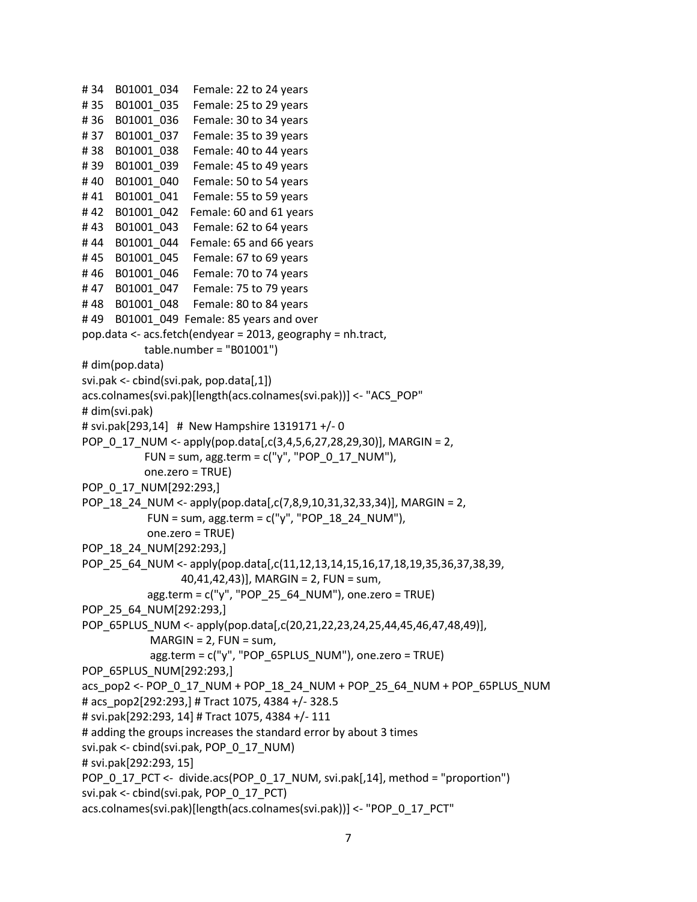```
# 34   B01001_034    Female: 22 to 24 years
# 35   B01001_035    Female: 25 to 29 years
# 36   B01001_036    Female: 30 to 34 years
# 37   B01001_037    Female: 35 to 39 years
# 38   B01001_038    Female: 40 to 44 years
# 39   B01001_039    Female: 45 to 49 years
# 40   B01001_040    Female: 50 to 54 years
# 41   B01001_041    Female: 55 to 59 years
# 42   B01001_042    Female: 60 and 61 years
# 43   B01001_043    Female: 62 to 64 years
# 44   B01001_044    Female: 65 and 66 years
# 45   B01001_045    Female: 67 to 69 years
# 46   B01001_046    Female: 70 to 74 years
# 47   B01001_047    Female: 75 to 79 years
# 48   B01001_048    Female: 80 to 84 years
# 49   B01001_049  Female: 85 years and over
pop.data <- acs.fetch(endyear = 2013, geography = nh.tract,
              table.number = "B01001")
# dim(pop.data)
svi.pak <- cbind(svi.pak, pop.data[,1])
acs.colnames(svi.pak)[length(acs.colnames(svi.pak))] <- "ACS_POP"
# dim(svi.pak)
# svi.pak[293,14]   # New Hampshire 1319171 +/- 0
POP_0_17_NUM <- apply(pop.data[,c(3,4,5,6,27,28,29,30)], MARGIN = 2,
               FUN = sum, agg.term = c("y", "POP_0_17_NUM"),
               one.zero = TRUE)
POP_0_17_NUM[292:293,]
POP_18_24_NUM <- apply(pop.data[,c(7,8,9,10,31,32,33,34)], MARGIN = 2,
                FUN = sum, agg.term = c("y", "POP_18_24_NUM"),
                one.zero = TRUE)
POP_18_24_NUM[292:293,]
POP_25_64_NUM <- apply(pop.data[,c(11,12,13,14,15,16,17,18,19,35,36,37,38,39,
                        40,41,42,43)], MARGIN = 2, FUN = sum,
                agg.term = c("y", "POP_25_64_NUM"), one.zero = TRUE)
POP_25_64_NUM[292:293,]
POP_65PLUS_NUM <- apply(pop.data[,c(20,21,22,23,24,25,44,45,46,47,48,49)],
                 MARGIN = 2, FUN = sum,
                 agg.term = c("y", "POP_65PLUS_NUM"), one.zero = TRUE)
POP_65PLUS_NUM[292:293,]
acs_pop2 <- POP_0_17_NUM + POP_18_24_NUM + POP_25_64_NUM + POP_65PLUS_NUM
# acs_pop2[292:293,] # Tract 1075, 4384 +/- 328.5
# svi.pak[292:293, 14] # Tract 1075, 4384 +/- 111
# adding the groups increases the standard error by about 3 times
svi.pak <- cbind(svi.pak, POP_0_17_NUM)
# svi.pak[292:293, 15]
POP_0_17_PCT <-  divide.acs(POP_0_17_NUM, svi.pak[,14], method = "proportion")
svi.pak <- cbind(svi.pak, POP_0_17_PCT)
acs.colnames(svi.pak)[length(acs.colnames(svi.pak))] <- "POP_0_17_PCT"
```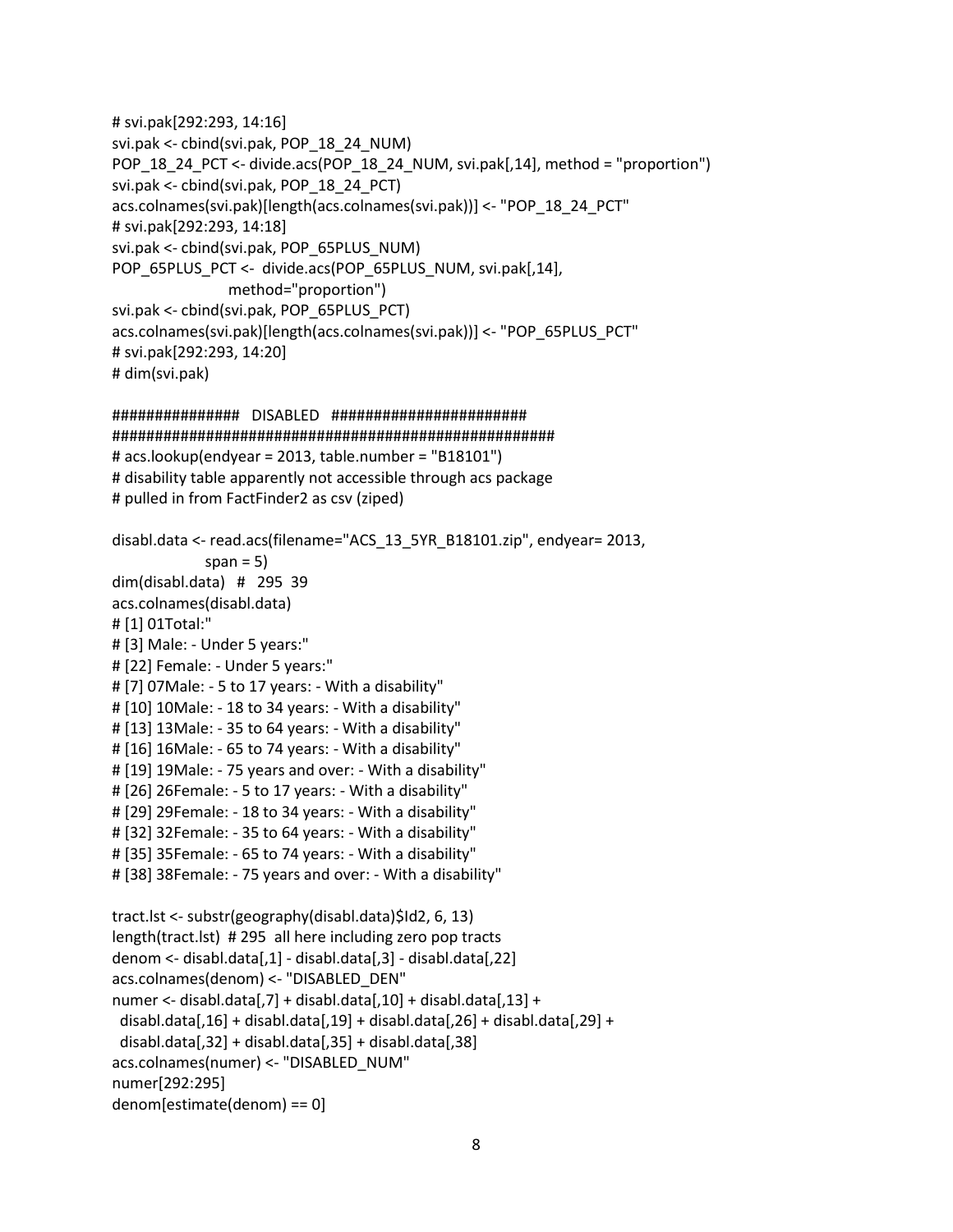```
# svi.pak[292:293, 14:16]
svi.pak <- cbind(svi.pak, POP_18_24_NUM)
POP_18_24_PCT <- divide.acs(POP_18_24_NUM, svi.pak[,14], method = "proportion")
svi.pak <- cbind(svi.pak, POP_18_24_PCT)
acs.colnames(svi.pak)[length(acs.colnames(svi.pak))] <- "POP_18_24_PCT"
# svi.pak[292:293, 14:18]
svi.pak <- cbind(svi.pak, POP_65PLUS_NUM)
POP_65PLUS_PCT <-  divide.acs(POP_65PLUS_NUM, svi.pak[,14],
                    method="proportion")
svi.pak <- cbind(svi.pak, POP_65PLUS_PCT)
acs.colnames(svi.pak)[length(acs.colnames(svi.pak))] <- "POP_65PLUS_PCT"
# svi.pak[292:293, 14:20]
# dim(svi.pak)

###############   DISABLED   ######################
######################################################
# acs.lookup(endyear = 2013, table.number = "B18101")
# disability table apparently not accessible through acs package
# pulled in from FactFinder2 as csv (ziped)

disabl.data <- read.acs(filename="ACS_13_5YR_B18101.zip", endyear= 2013,
              span = 5)
dim(disabl.data)  #  295  39
acs.colnames(disabl.data)
# [1] 01Total:"
# [3] Male: - Under 5 years:"
# [22] Female: - Under 5 years:"
# [7] 07Male: - 5 to 17 years: - With a disability"
# [10] 10Male: - 18 to 34 years: - With a disability"
# [13] 13Male: - 35 to 64 years: - With a disability"
# [16] 16Male: - 65 to 74 years: - With a disability"
# [19] 19Male: - 75 years and over: - With a disability"
# [26] 26Female: - 5 to 17 years: - With a disability"
# [29] 29Female: - 18 to 34 years: - With a disability"
# [32] 32Female: - 35 to 64 years: - With a disability"
# [35] 35Female: - 65 to 74 years: - With a disability"
# [38] 38Female: - 75 years and over: - With a disability"

tract.lst <- substr(geography(disabl.data)$Id2, 6, 13)
length(tract.lst)  # 295  all here including zero pop tracts
denom <- disabl.data[,1] - disabl.data[,3] - disabl.data[,22]
acs.colnames(denom) <- "DISABLED_DEN"
numer <- disabl.data[,7] + disabl.data[,10] + disabl.data[,13] +
  disabl.data[,16] + disabl.data[,19] + disabl.data[,26] + disabl.data[,29] +
  disabl.data[,32] + disabl.data[,35] + disabl.data[,38]
acs.colnames(numer) <- "DISABLED_NUM"
numer[292:295]
denom[estimate(denom) == 0]
```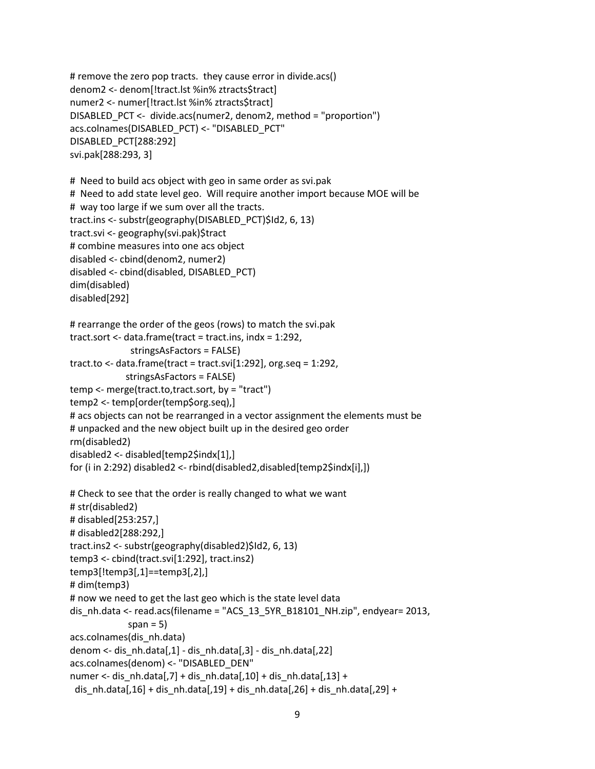```
# remove the zero pop tracts.  they cause error in divide.acs()
denom2 <- denom[!tract.lst %in% ztracts$tract]
numer2 <- numer[!tract.lst %in% ztracts$tract]
DISABLED_PCT <-  divide.acs(numer2, denom2, method = "proportion")
acs.colnames(DISABLED_PCT) <- "DISABLED_PCT"
DISABLED_PCT[288:292]
svi.pak[288:293, 3]

#  Need to build acs object with geo in same order as svi.pak
#  Need to add state level geo.  Will require another import because MOE will be
#  way too large if we sum over all the tracts.
tract.ins <- substr(geography(DISABLED_PCT)$Id2, 6, 13)
tract.svi <- geography(svi.pak)$tract
# combine measures into one acs object
disabled <- cbind(denom2, numer2)
disabled <- cbind(disabled, DISABLED_PCT)
dim(disabled)
disabled[292]

# rearrange the order of the geos (rows) to match the svi.pak
tract.sort <- data.frame(tract = tract.ins, indx = 1:292,
                   stringsAsFactors = FALSE)
tract.to <- data.frame(tract = tract.svi[1:292], org.seq = 1:292,
                  stringsAsFactors = FALSE)
temp <- merge(tract.to,tract.sort, by = "tract")
temp2 <- temp[order(temp$org.seq),]
# acs objects can not be rearranged in a vector assignment the elements must be
# unpacked and the new object built up in the desired geo order
rm(disabled2)
disabled2 <- disabled[temp2$indx[1],]
for (i in 2:292) disabled2 <- rbind(disabled2,disabled[temp2$indx[i],])

# Check to see that the order is really changed to what we want
# str(disabled2)
# disabled[253:257,]
# disabled2[288:292,]
tract.ins2 <- substr(geography(disabled2)$Id2, 6, 13)
temp3 <- cbind(tract.svi[1:292], tract.ins2)
temp3[!temp3[,1]==temp3[,2],]
# dim(temp3)
# now we need to get the last geo which is the state level data
dis_nh.data <- read.acs(filename = "ACS_13_5YR_B18101_NH.zip", endyear= 2013,
                  span = 5)
acs.colnames(dis_nh.data)
denom <- dis_nh.data[,1] - dis_nh.data[,3] - dis_nh.data[,22]
acs.colnames(denom) <- "DISABLED_DEN"
numer <- dis_nh.data[,7] + dis_nh.data[,10] + dis_nh.data[,13] +
  dis_nh.data[,16] + dis_nh.data[,19] + dis_nh.data[,26] + dis_nh.data[,29] +
```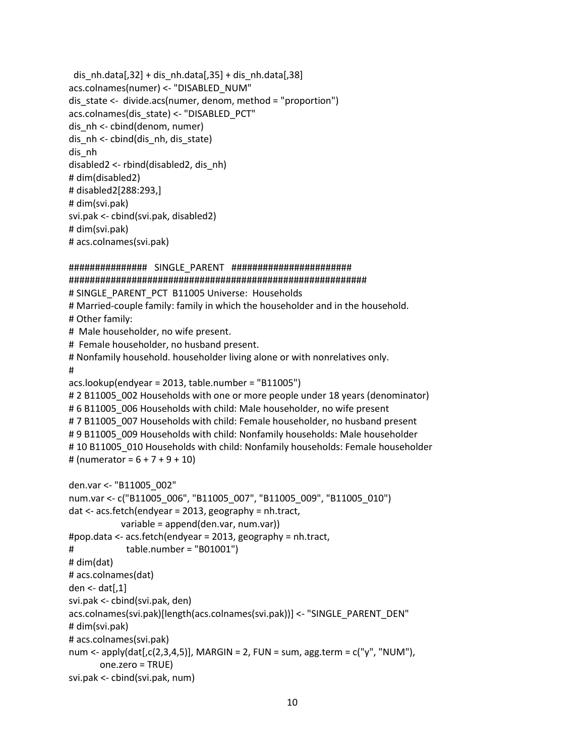```
  dis_nh.data[,32] + dis_nh.data[,35] + dis_nh.data[,38]
acs.colnames(numer) <- "DISABLED_NUM"
dis_state <-  divide.acs(numer, denom, method = "proportion")
acs.colnames(dis_state) <- "DISABLED_PCT"
dis_nh <- cbind(denom, numer)
dis_nh <- cbind(dis_nh, dis_state)
dis_nh
disabled2 <- rbind(disabled2, dis_nh)
# dim(disabled2)
# disabled2[288:293,]
# dim(svi.pak)
svi.pak <- cbind(svi.pak, disabled2)
# dim(svi.pak)
# acs.colnames(svi.pak)

###############   SINGLE_PARENT   ######################
##########################################################
# SINGLE_PARENT_PCT  B11005 Universe:  Households
# Married-couple family: family in which the householder and in the household.
# Other family:
#  Male householder, no wife present.
#  Female householder, no husband present.
# Nonfamily household. householder living alone or with nonrelatives only.
#
acs.lookup(endyear = 2013, table.number = "B11005")
# 2 B11005_002 Households with one or more people under 18 years (denominator)
# 6 B11005_006 Households with child: Male householder, no wife present
# 7 B11005_007 Households with child: Female householder, no husband present
# 9 B11005_009 Households with child: Nonfamily households: Male householder
# 10 B11005_010 Households with child: Nonfamily households: Female householder
# (numerator = 6 + 7 + 9 + 10)

den.var <- "B11005_002"
num.var <- c("B11005_006", "B11005_007", "B11005_009", "B11005_010")
dat <- acs.fetch(endyear = 2013, geography = nh.tract,
                 variable = append(den.var, num.var))
#pop.data <- acs.fetch(endyear = 2013, geography = nh.tract,
#                  table.number = "B01001")
# dim(dat)
# acs.colnames(dat)
den <- dat[,1]
svi.pak <- cbind(svi.pak, den)
acs.colnames(svi.pak)[length(acs.colnames(svi.pak))] <- "SINGLE_PARENT_DEN"
# dim(svi.pak)
# acs.colnames(svi.pak)
num <- apply(dat[,c(2,3,4,5)], MARGIN = 2, FUN = sum, agg.term = c("y", "NUM"),
          one.zero = TRUE)
svi.pak <- cbind(svi.pak, num)
```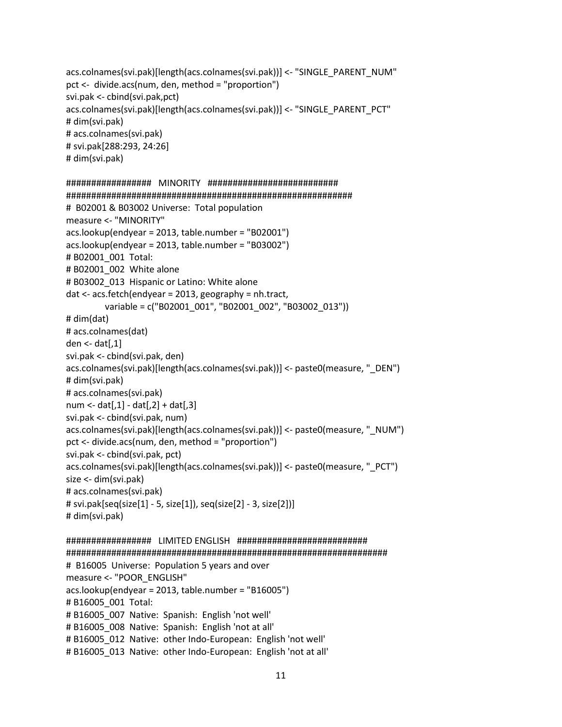```
acs.colnames(svi.pak)[length(acs.colnames(svi.pak))] <- "SINGLE_PARENT_NUM"
pct <-  divide.acs(num, den, method = "proportion")
svi.pak <- cbind(svi.pak,pct)
acs.colnames(svi.pak)[length(acs.colnames(svi.pak))] <- "SINGLE_PARENT_PCT"
# dim(svi.pak)
# acs.colnames(svi.pak)
# svi.pak[288:293, 24:26]
# dim(svi.pak)

#################   MINORITY   ##########################
##########################################################
#  B02001 & B03002 Universe:  Total population
measure <- "MINORITY"
acs.lookup(endyear = 2013, table.number = "B02001")
acs.lookup(endyear = 2013, table.number = "B03002")
# B02001_001  Total:
# B02001_002  White alone
# B03002_013  Hispanic or Latino: White alone
dat <- acs.fetch(endyear = 2013, geography = nh.tract,
          variable = c("B02001_001", "B02001_002", "B03002_013"))
# dim(dat)
# acs.colnames(dat)
den <- dat[,1]
svi.pak <- cbind(svi.pak, den)
acs.colnames(svi.pak)[length(acs.colnames(svi.pak))] <- paste0(measure, "_DEN")
# dim(svi.pak)
# acs.colnames(svi.pak)
num <- dat[,1] - dat[,2] + dat[,3]
svi.pak <- cbind(svi.pak, num)
acs.colnames(svi.pak)[length(acs.colnames(svi.pak))] <- paste0(measure, "_NUM")
pct <- divide.acs(num, den, method = "proportion")
svi.pak <- cbind(svi.pak, pct)
acs.colnames(svi.pak)[length(acs.colnames(svi.pak))] <- paste0(measure, "_PCT")
size <- dim(svi.pak)
# acs.colnames(svi.pak)
# svi.pak[seq(size[1] - 5, size[1]), seq(size[2] - 3, size[2])]
# dim(svi.pak)

#################   LIMITED ENGLISH   ##########################
#################################################################
#  B16005  Universe:  Population 5 years and over
measure <- "POOR_ENGLISH"
acs.lookup(endyear = 2013, table.number = "B16005")
# B16005_001  Total:
# B16005_007  Native:  Spanish:  English 'not well'
# B16005_008  Native:  Spanish:  English 'not at all'
# B16005_012  Native:  other Indo-European:  English 'not well'
# B16005_013  Native:  other Indo-European:  English 'not at all'
```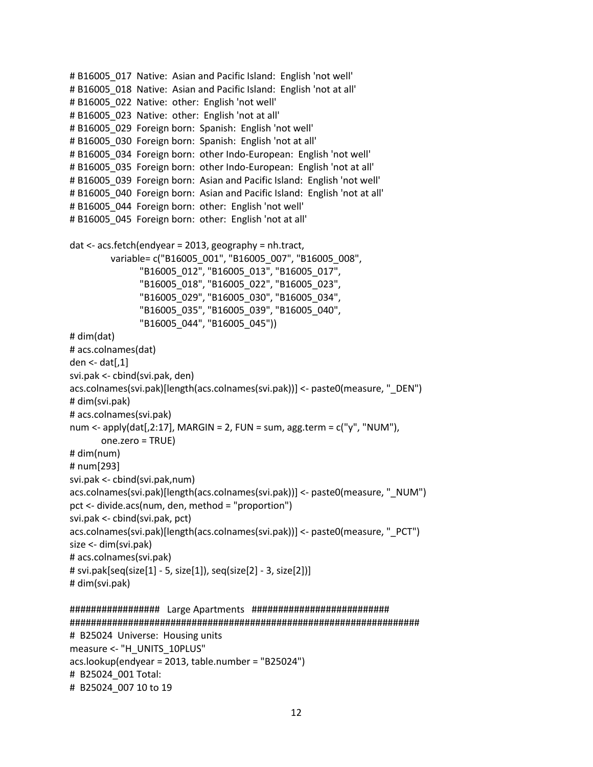```
# B16005_017  Native:  Asian and Pacific Island:  English 'not well'
# B16005_018  Native:  Asian and Pacific Island:  English 'not at all'
# B16005_022  Native:  other:  English 'not well'
# B16005_023  Native:  other:  English 'not at all'
# B16005_029  Foreign born:  Spanish:  English 'not well'
# B16005_030  Foreign born:  Spanish:  English 'not at all'
# B16005_034  Foreign born:  other Indo-European:  English 'not well'
# B16005_035  Foreign born:  other Indo-European:  English 'not at all'
# B16005_039  Foreign born:  Asian and Pacific Island:  English 'not well'
# B16005_040  Foreign born:  Asian and Pacific Island:  English 'not at all'
# B16005_044  Foreign born:  other:  English 'not well'
# B16005_045  Foreign born:  other:  English 'not at all'

dat <- acs.fetch(endyear = 2013, geography = nh.tract,
            variable= c("B16005_001", "B16005_007", "B16005_008",
                     "B16005_012", "B16005_013", "B16005_017",
                     "B16005_018", "B16005_022", "B16005_023",
                     "B16005_029", "B16005_030", "B16005_034",
                     "B16005_035", "B16005_039", "B16005_040",
                     "B16005_044", "B16005_045"))
# dim(dat)
# acs.colnames(dat)
den <- dat[,1]
svi.pak <- cbind(svi.pak, den)
acs.colnames(svi.pak)[length(acs.colnames(svi.pak))] <- paste0(measure, "_DEN")
# dim(svi.pak)
# acs.colnames(svi.pak)
num <- apply(dat[,2:17], MARGIN = 2, FUN = sum, agg.term = c("y", "NUM"),
         one.zero = TRUE)
# dim(num)
# num[293]
svi.pak <- cbind(svi.pak,num)
acs.colnames(svi.pak)[length(acs.colnames(svi.pak))] <- paste0(measure, "_NUM")
pct <- divide.acs(num, den, method = "proportion")
svi.pak <- cbind(svi.pak, pct)
acs.colnames(svi.pak)[length(acs.colnames(svi.pak))] <- paste0(measure, "_PCT")
size <- dim(svi.pak)
# acs.colnames(svi.pak)
# svi.pak[seq(size[1] - 5, size[1]), seq(size[2] - 3, size[2])]
# dim(svi.pak)

################  Large Apartments  ########################
###################################################################
# B25024  Universe:  Housing units
measure <- "H_UNITS_10PLUS"
acs.lookup(endyear = 2013, table.number = "B25024")
# B25024_001 Total:
# B25024_007 10 to 19
```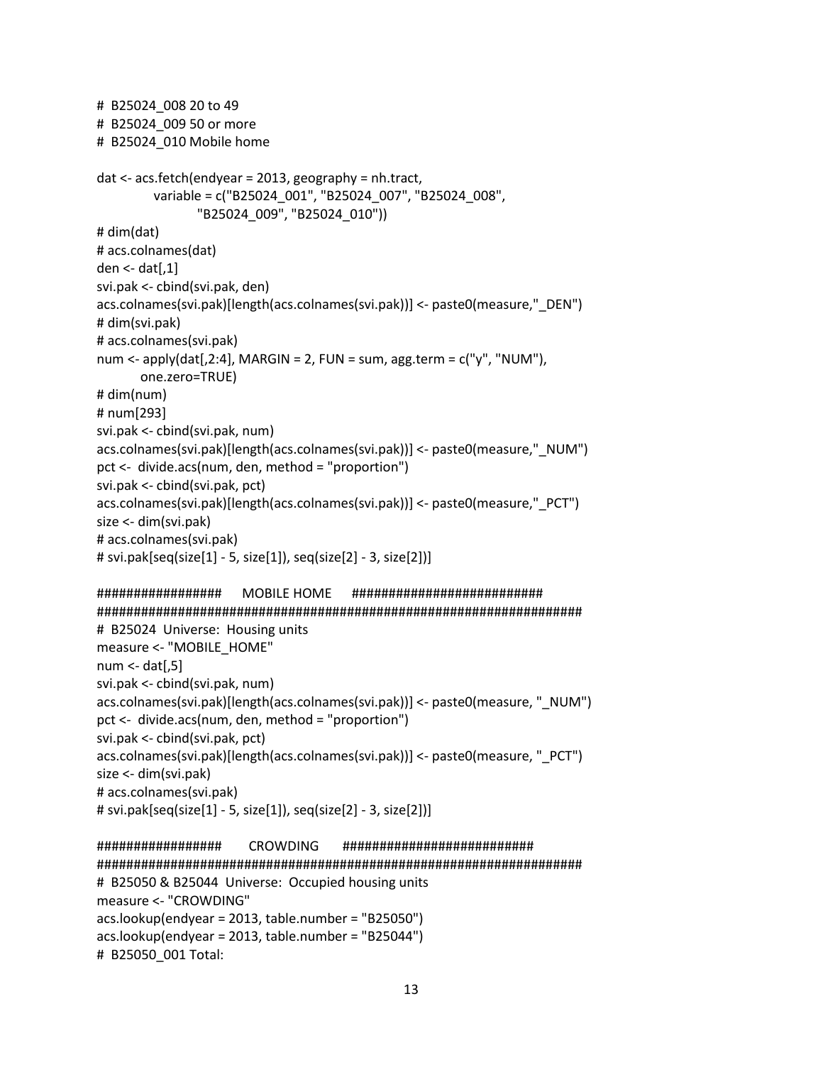```
# B25024_008 20 to 49
# B25024_009 50 or more
# B25024_010 Mobile home

dat <- acs.fetch(endyear = 2013, geography = nh.tract,
           variable = c("B25024_001", "B25024_007", "B25024_008",
                    "B25024_009", "B25024_010"))
# dim(dat)
# acs.colnames(dat)
den <- dat[,1]
svi.pak <- cbind(svi.pak, den)
acs.colnames(svi.pak)[length(acs.colnames(svi.pak))] <- paste0(measure,"_DEN")
# dim(svi.pak)
# acs.colnames(svi.pak)
num <- apply(dat[,2:4], MARGIN = 2, FUN = sum, agg.term = c("y", "NUM"),
         one.zero=TRUE)
# dim(num)
# num[293]
svi.pak <- cbind(svi.pak, num)
acs.colnames(svi.pak)[length(acs.colnames(svi.pak))] <- paste0(measure,"_NUM")
pct <-  divide.acs(num, den, method = "proportion")
svi.pak <- cbind(svi.pak, pct)
acs.colnames(svi.pak)[length(acs.colnames(svi.pak))] <- paste0(measure,"_PCT")
size <- dim(svi.pak)
# acs.colnames(svi.pak)
# svi.pak[seq(size[1] - 5, size[1]), seq(size[2] - 3, size[2])]

#################     MOBILE HOME     #########################
###################################################################
# B25024  Universe:  Housing units
measure <- "MOBILE_HOME"
num <- dat[,5]
svi.pak <- cbind(svi.pak, num)
acs.colnames(svi.pak)[length(acs.colnames(svi.pak))] <- paste0(measure, "_NUM")
pct <-  divide.acs(num, den, method = "proportion")
svi.pak <- cbind(svi.pak, pct)
acs.colnames(svi.pak)[length(acs.colnames(svi.pak))] <- paste0(measure, "_PCT")
size <- dim(svi.pak)
# acs.colnames(svi.pak)
# svi.pak[seq(size[1] - 5, size[1]), seq(size[2] - 3, size[2])]

#################      CROWDING      #########################
###################################################################
# B25050 & B25044  Universe:  Occupied housing units
measure <- "CROWDING"
acs.lookup(endyear = 2013, table.number = "B25050")
acs.lookup(endyear = 2013, table.number = "B25044")
# B25050_001 Total:
```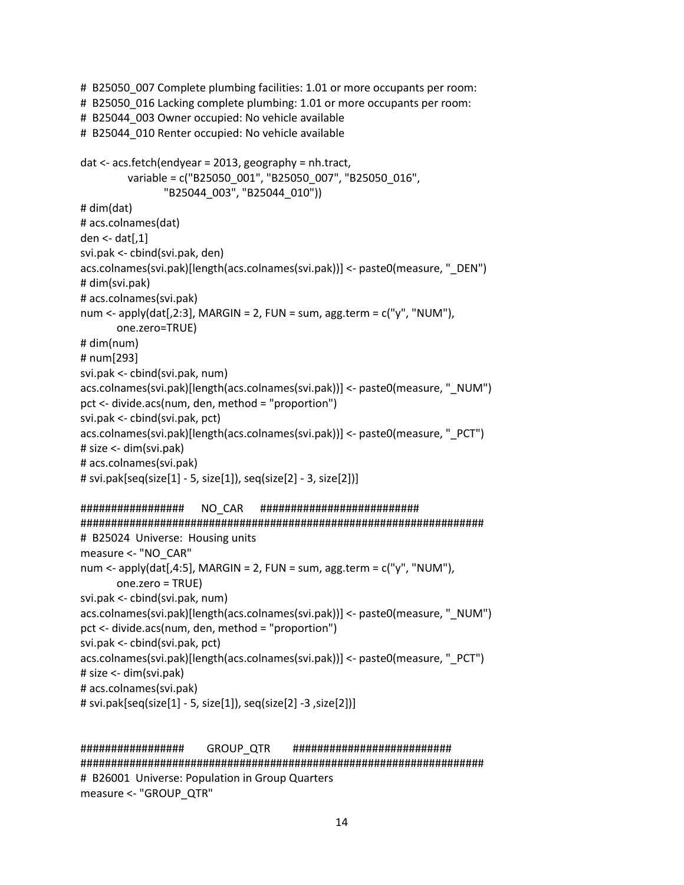```
# B25050_007 Complete plumbing facilities: 1.01 or more occupants per room:
# B25050_016 Lacking complete plumbing: 1.01 or more occupants per room:
# B25044_003 Owner occupied: No vehicle available
# B25044_010 Renter occupied: No vehicle available

dat <- acs.fetch(endyear = 2013, geography = nh.tract,
            variable = c("B25050_001", "B25050_007", "B25050_016",
                    "B25044_003", "B25044_010"))
# dim(dat)
# acs.colnames(dat)
den <- dat[,1]
svi.pak <- cbind(svi.pak, den)
acs.colnames(svi.pak)[length(acs.colnames(svi.pak))] <- paste0(measure, "_DEN")
# dim(svi.pak)
# acs.colnames(svi.pak)
num <- apply(dat[,2:3], MARGIN = 2, FUN = sum, agg.term = c("y", "NUM"),
        one.zero=TRUE)
# dim(num)
# num[293]
svi.pak <- cbind(svi.pak, num)
acs.colnames(svi.pak)[length(acs.colnames(svi.pak))] <- paste0(measure, "_NUM")
pct <- divide.acs(num, den, method = "proportion")
svi.pak <- cbind(svi.pak, pct)
acs.colnames(svi.pak)[length(acs.colnames(svi.pak))] <- paste0(measure, "_PCT")
# size <- dim(svi.pak)
# acs.colnames(svi.pak)
# svi.pak[seq(size[1] - 5, size[1]), seq(size[2] - 3, size[2])]

#################     NO_CAR     ##########################
###################################################################
# B25024  Universe:  Housing units
measure <- "NO_CAR"
num <- apply(dat[,4:5], MARGIN = 2, FUN = sum, agg.term = c("y", "NUM"),
        one.zero = TRUE)
svi.pak <- cbind(svi.pak, num)
acs.colnames(svi.pak)[length(acs.colnames(svi.pak))] <- paste0(measure, "_NUM")
pct <- divide.acs(num, den, method = "proportion")
svi.pak <- cbind(svi.pak, pct)
acs.colnames(svi.pak)[length(acs.colnames(svi.pak))] <- paste0(measure, "_PCT")
# size <- dim(svi.pak)
# acs.colnames(svi.pak)
# svi.pak[seq(size[1] - 5, size[1]), seq(size[2] -3 ,size[2])]


#################      GROUP_QTR      ##########################
###################################################################
# B26001  Universe: Population in Group Quarters
measure <- "GROUP_QTR"
```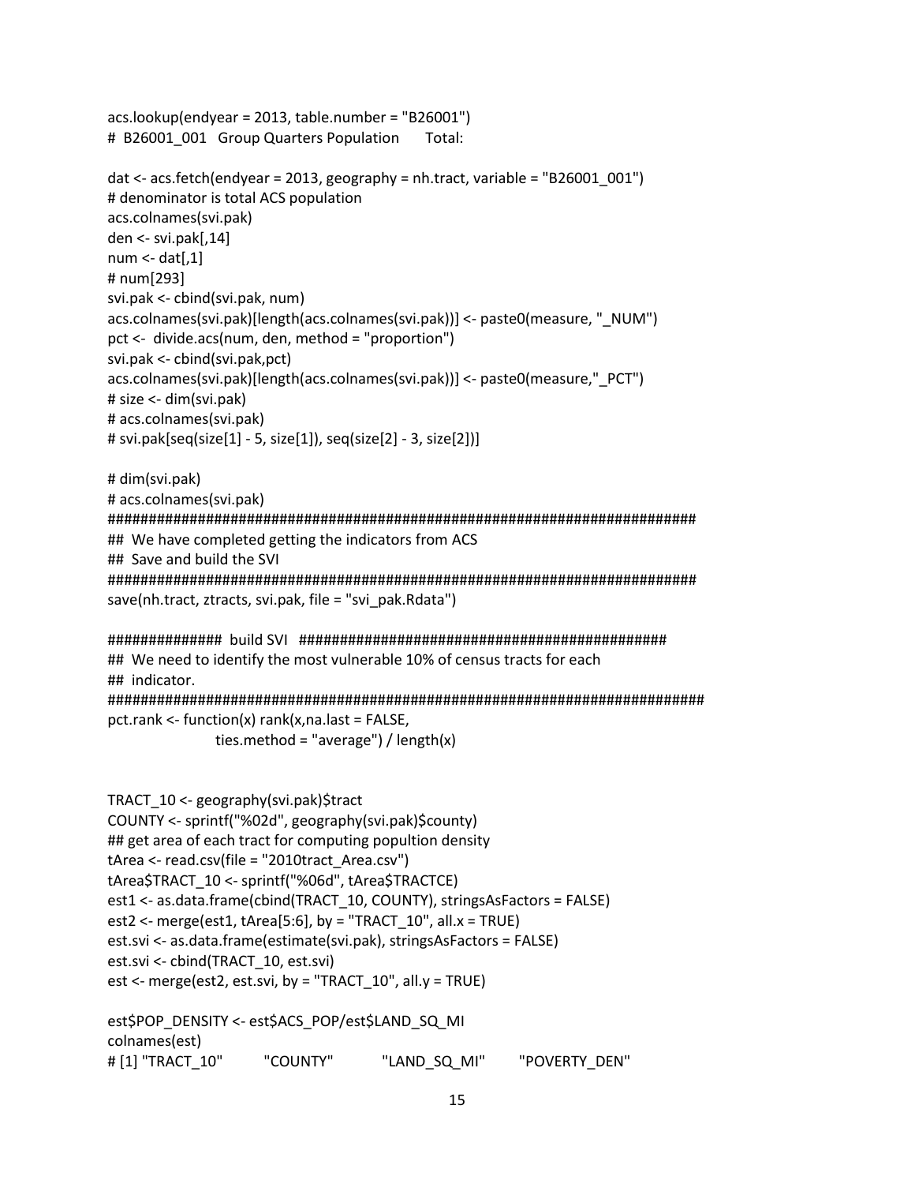```
acs.lookup(endyear = 2013, table.number = "B26001")
# B26001_001   Group Quarters Population      Total:

dat <- acs.fetch(endyear = 2013, geography = nh.tract, variable = "B26001_001")
# denominator is total ACS population
acs.colnames(svi.pak)
den <- svi.pak[,14]
num <- dat[,1]
# num[293]
svi.pak <- cbind(svi.pak, num)
acs.colnames(svi.pak)[length(acs.colnames(svi.pak))] <- paste0(measure, "_NUM")
pct <-  divide.acs(num, den, method = "proportion")
svi.pak <- cbind(svi.pak,pct)
acs.colnames(svi.pak)[length(acs.colnames(svi.pak))] <- paste0(measure,"_PCT")
# size <- dim(svi.pak)
# acs.colnames(svi.pak)
# svi.pak[seq(size[1] - 5, size[1]), seq(size[2] - 3, size[2])]

# dim(svi.pak)
# acs.colnames(svi.pak)
###########################################################################
##  We have completed getting the indicators from ACS
##  Save and build the SVI
###########################################################################
save(nh.tract, ztracts, svi.pak, file = "svi_pak.Rdata")

##############  build SVI  ##############################################
##  We need to identify the most vulnerable 10% of census tracts for each
##  indicator.
############################################################################
pct.rank <- function(x) rank(x,na.last = FALSE,
                     ties.method = "average") / length(x)


TRACT_10 <- geography(svi.pak)$tract
COUNTY <- sprintf("%02d", geography(svi.pak)$county)
## get area of each tract for computing popultion density
tArea <- read.csv(file = "2010tract_Area.csv")
tArea$TRACT_10 <- sprintf("%06d", tArea$TRACTCE)
est1 <- as.data.frame(cbind(TRACT_10, COUNTY), stringsAsFactors = FALSE)
est2 <- merge(est1, tArea[5:6], by = "TRACT_10", all.x = TRUE)
est.svi <- as.data.frame(estimate(svi.pak), stringsAsFactors = FALSE)
est.svi <- cbind(TRACT_10, est.svi)
est <- merge(est2, est.svi, by = "TRACT_10", all.y = TRUE)

est$POP_DENSITY <- est$ACS_POP/est$LAND_SQ_MI
colnames(est)
# [1] "TRACT_10"         "COUNTY"          "LAND_SQ_MI"       "POVERTY_DEN"
```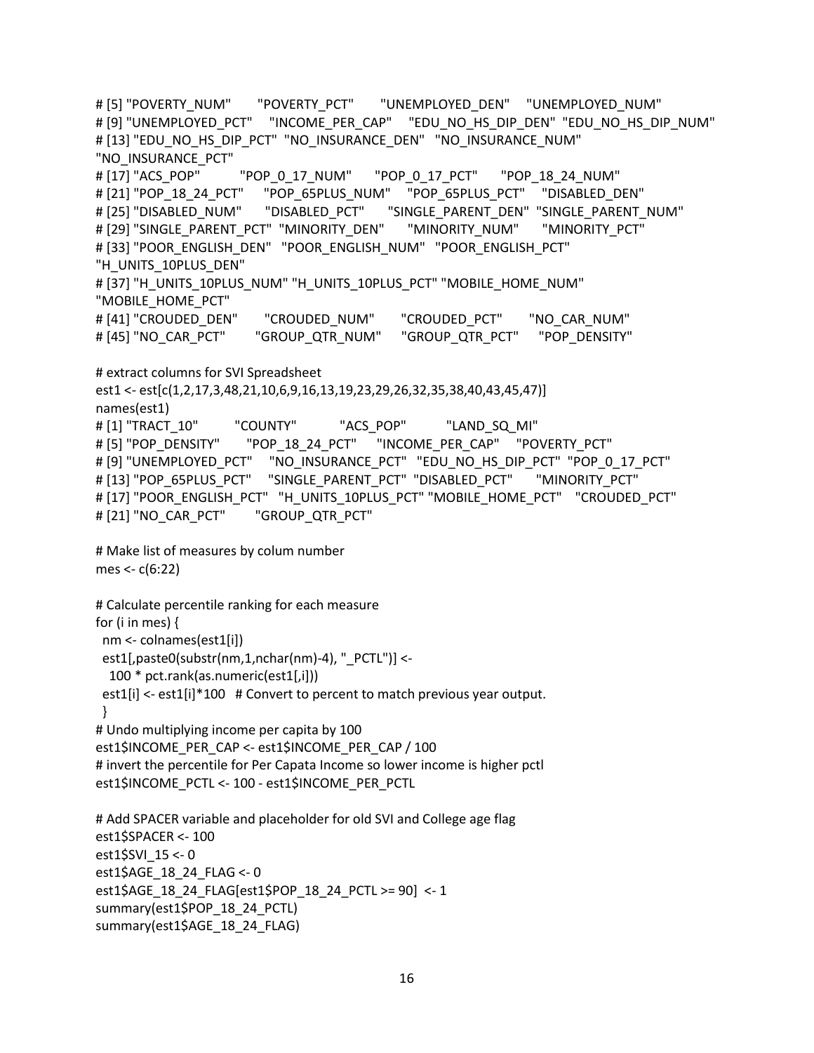```
# [5] "POVERTY_NUM"      "POVERTY_PCT"      "UNEMPLOYED_DEN"    "UNEMPLOYED_NUM"
# [9] "UNEMPLOYED_PCT"    "INCOME_PER_CAP"    "EDU_NO_HS_DIP_DEN"  "EDU_NO_HS_DIP_NUM"
# [13] "EDU_NO_HS_DIP_PCT"  "NO_INSURANCE_DEN"   "NO_INSURANCE_NUM"
"NO_INSURANCE_PCT"
# [17] "ACS_POP"          "POP_0_17_NUM"      "POP_0_17_PCT"      "POP_18_24_NUM"
# [21] "POP_18_24_PCT"     "POP_65PLUS_NUM"    "POP_65PLUS_PCT"    "DISABLED_DEN"
# [25] "DISABLED_NUM"      "DISABLED_PCT"      "SINGLE_PARENT_DEN"  "SINGLE_PARENT_NUM"
# [29] "SINGLE_PARENT_PCT"  "MINORITY_DEN"      "MINORITY_NUM"      "MINORITY_PCT"
# [33] "POOR_ENGLISH_DEN"   "POOR_ENGLISH_NUM"   "POOR_ENGLISH_PCT"
"H_UNITS_10PLUS_DEN"
# [37] "H_UNITS_10PLUS_NUM" "H_UNITS_10PLUS_PCT" "MOBILE_HOME_NUM"
"MOBILE_HOME_PCT"
# [41] "CROUDED_DEN"       "CROUDED_NUM"       "CROUDED_PCT"       "NO_CAR_NUM"
# [45] "NO_CAR_PCT"        "GROUP_QTR_NUM"     "GROUP_QTR_PCT"     "POP_DENSITY"

# extract columns for SVI Spreadsheet
est1 <- est[c(1,2,17,3,48,21,10,6,9,16,13,19,23,29,26,32,35,38,40,43,45,47)]
names(est1)
# [1] "TRACT_10"         "COUNTY"           "ACS_POP"          "LAND_SQ_MI"
# [5] "POP_DENSITY"      "POP_18_24_PCT"    "INCOME_PER_CAP"    "POVERTY_PCT"
# [9] "UNEMPLOYED_PCT"    "NO_INSURANCE_PCT"  "EDU_NO_HS_DIP_PCT" "POP_0_17_PCT"
# [13] "POP_65PLUS_PCT"    "SINGLE_PARENT_PCT" "DISABLED_PCT"      "MINORITY_PCT"
# [17] "POOR_ENGLISH_PCT"  "H_UNITS_10PLUS_PCT" "MOBILE_HOME_PCT"   "CROUDED_PCT"
# [21] "NO_CAR_PCT"        "GROUP_QTR_PCT"

# Make list of measures by colum number
mes <- c(6:22)

# Calculate percentile ranking for each measure
for (i in mes) {
  nm <- colnames(est1[i])
  est1[,paste0(substr(nm,1,nchar(nm)-4), "_PCTL")] <-
    100 * pct.rank(as.numeric(est1[,i]))
  est1[i] <- est1[i]*100   # Convert to percent to match previous year output.
  }
# Undo multiplying income per capita by 100
est1$INCOME_PER_CAP <- est1$INCOME_PER_CAP / 100
# invert the percentile for Per Capata Income so lower income is higher pctl
est1$INCOME_PCTL <- 100 - est1$INCOME_PER_PCTL

# Add SPACER variable and placeholder for old SVI and College age flag
est1$SPACER <- 100
est1$SVI_15 <- 0
est1$AGE_18_24_FLAG <- 0
est1$AGE_18_24_FLAG[est1$POP_18_24_PCTL >= 90]  <- 1
summary(est1$POP_18_24_PCTL)
summary(est1$AGE_18_24_FLAG)
```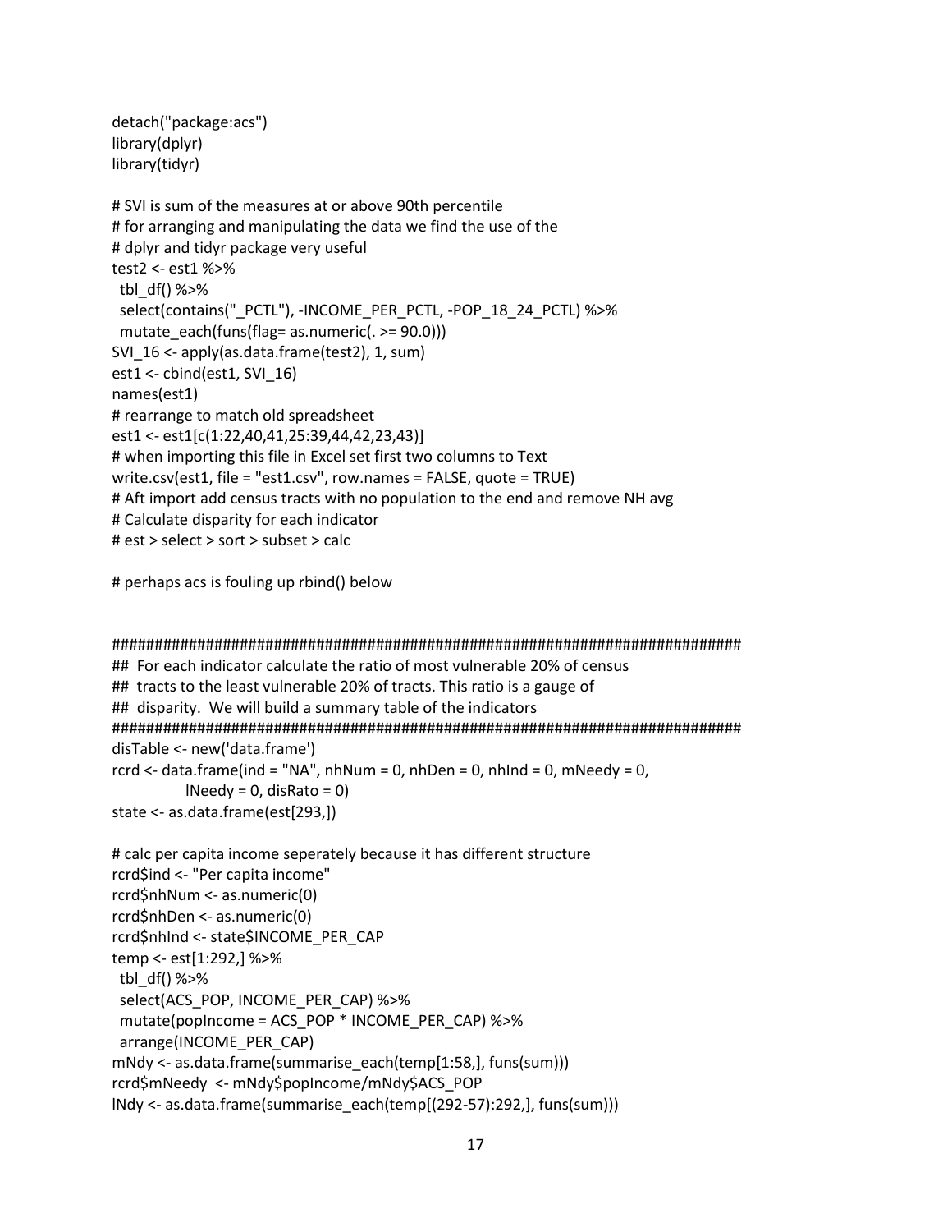```
detach("package:acs")
library(dplyr)
library(tidyr)

# SVI is sum of the measures at or above 90th percentile
# for arranging and manipulating the data we find the use of the
# dplyr and tidyr package very useful
test2 <- est1 %>%
  tbl_df() %>%
  select(contains("_PCTL"), -INCOME_PER_PCTL, -POP_18_24_PCTL) %>%
  mutate_each(funs(flag= as.numeric(. >= 90.0)))
SVI_16 <- apply(as.data.frame(test2), 1, sum)
est1 <- cbind(est1, SVI_16)
names(est1)
# rearrange to match old spreadsheet
est1 <- est1[c(1:22,40,41,25:39,44,42,23,43)]
# when importing this file in Excel set first two columns to Text
write.csv(est1, file = "est1.csv", row.names = FALSE, quote = TRUE)
# Aft import add census tracts with no population to the end and remove NH avg
# Calculate disparity for each indicator
# est > select > sort > subset > calc

# perhaps acs is fouling up rbind() below


###############################################################################
##  For each indicator calculate the ratio of most vulnerable 20% of census
##  tracts to the least vulnerable 20% of tracts. This ratio is a gauge of
##  disparity.  We will build a summary table of the indicators
###############################################################################
disTable <- new('data.frame')
rcrd <- data.frame(ind = "NA", nhNum = 0, nhDen = 0, nhInd = 0, mNeedy = 0,
             lNeedy = 0, disRato = 0)
state <- as.data.frame(est[293,])

# calc per capita income seperately because it has different structure
rcrd$ind <- "Per capita income"
rcrd$nhNum <- as.numeric(0)
rcrd$nhDen <- as.numeric(0)
rcrd$nhInd <- state$INCOME_PER_CAP
temp <- est[1:292,] %>%
  tbl_df() %>%
  select(ACS_POP, INCOME_PER_CAP) %>%
  mutate(popIncome = ACS_POP * INCOME_PER_CAP) %>%
  arrange(INCOME_PER_CAP)
mNdy <- as.data.frame(summarise_each(temp[1:58,], funs(sum)))
rcrd$mNeedy  <- mNdy$popIncome/mNdy$ACS_POP
lNdy <- as.data.frame(summarise_each(temp[(292-57):292,], funs(sum)))
```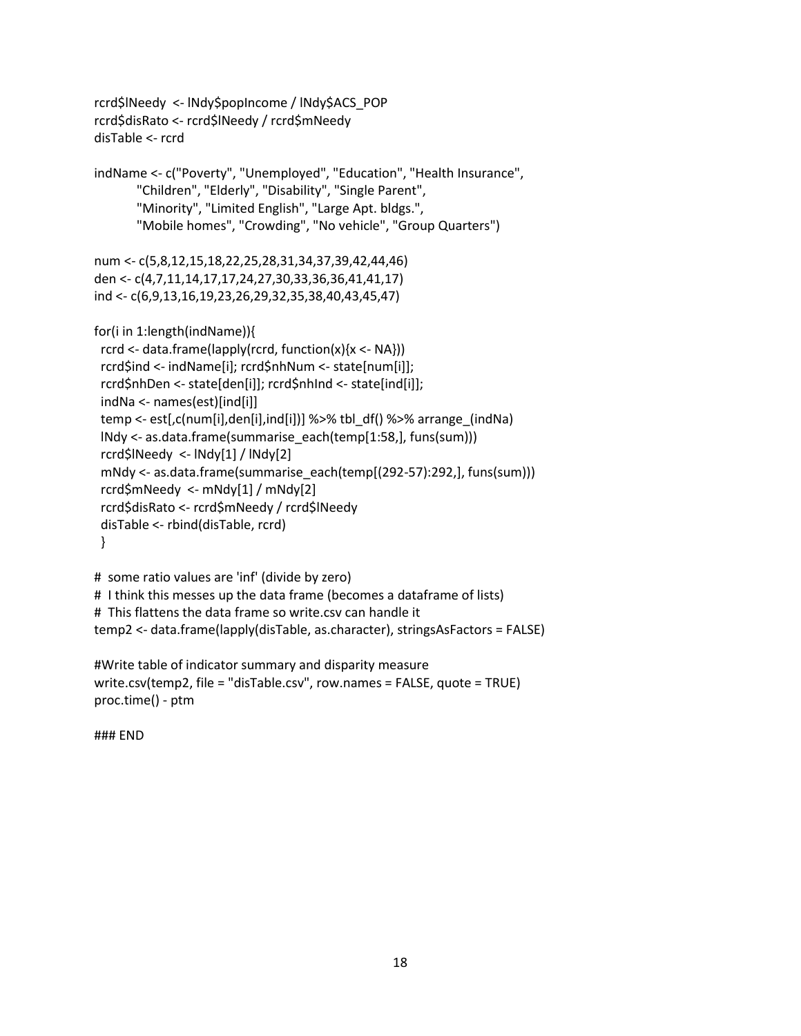```
rcrd$lNeedy  <- lNdy$popIncome / lNdy$ACS_POP
rcrd$disRato <- rcrd$lNeedy / rcrd$mNeedy
disTable <- rcrd

indName <- c("Poverty", "Unemployed", "Education", "Health Insurance",
         "Children", "Elderly", "Disability", "Single Parent",
         "Minority", "Limited English", "Large Apt. bldgs.",
         "Mobile homes", "Crowding", "No vehicle", "Group Quarters")

num <- c(5,8,12,15,18,22,25,28,31,34,37,39,42,44,46)
den <- c(4,7,11,14,17,17,24,27,30,33,36,36,41,41,17)
ind <- c(6,9,13,16,19,23,26,29,32,35,38,40,43,45,47)

for(i in 1:length(indName)){
  rcrd <- data.frame(lapply(rcrd, function(x){x <- NA}))
  rcrd$ind <- indName[i]; rcrd$nhNum <- state[num[i]];
  rcrd$nhDen <- state[den[i]]; rcrd$nhInd <- state[ind[i]];
  indNa <- names(est)[ind[i]]
  temp <- est[,c(num[i],den[i],ind[i])] %>% tbl_df() %>% arrange_(indNa)
  lNdy <- as.data.frame(summarise_each(temp[1:58,], funs(sum)))
  rcrd$lNeedy  <- lNdy[1] / lNdy[2]
  mNdy <- as.data.frame(summarise_each(temp[(292-57):292,], funs(sum)))
  rcrd$mNeedy  <- mNdy[1] / mNdy[2]
  rcrd$disRato <- rcrd$mNeedy / rcrd$lNeedy
  disTable <- rbind(disTable, rcrd)
  }

#  some ratio values are 'inf' (divide by zero)
#  I think this messes up the data frame (becomes a dataframe of lists)
#  This flattens the data frame so write.csv can handle it
temp2 <- data.frame(lapply(disTable, as.character), stringsAsFactors = FALSE)

#Write table of indicator summary and disparity measure
write.csv(temp2, file = "disTable.csv", row.names = FALSE, quote = TRUE)
proc.time() - ptm

### END
```